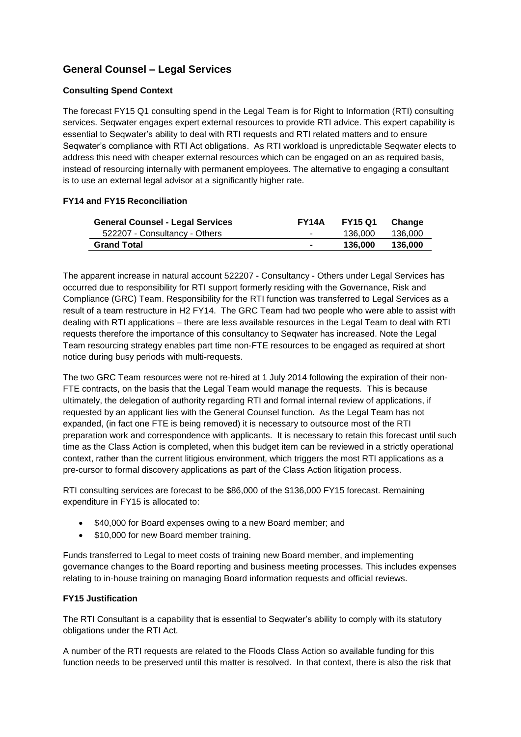## General Counsel – Legal Services

### Consulting Spend Context

The forecast FY15 Q1 consulting spend in the Legal Team is for Right to Information (RTI) consulting services. Seqwater engages expert external resources to provide RTI advice. This expert capability is essential to Seqwater's ability to deal with RTI requests and RTI related matters and to ensure Seqwater's compliance with RTI Act obligations. As RTI workload is unpredictable Seqwater elects to address this need with cheaper external resources which can be engaged on an as required basis, instead of resourcing internally with permanent employees. The alternative to engaging a consultant is to use an external legal advisor at a significantly higher rate.

### FY14 and FY15 Reconciliation

| General Counsel - Legal Services | FY14A | FY15 Q1 | Change |
|---|---|---|---|
| 522207 - Consultancy - Others | - | 136,000 | 136,000 |
| **Grand Total** | **-** | **136,000** | **136,000** |

The apparent increase in natural account 522207 - Consultancy - Others under Legal Services has occurred due to responsibility for RTI support formerly residing with the Governance, Risk and Compliance (GRC) Team. Responsibility for the RTI function was transferred to Legal Services as a result of a team restructure in H2 FY14. The GRC Team had two people who were able to assist with dealing with RTI applications – there are less available resources in the Legal Team to deal with RTI requests therefore the importance of this consultancy to Seqwater has increased. Note the Legal Team resourcing strategy enables part time non-FTE resources to be engaged as required at short notice during busy periods with multi-requests.

The two GRC Team resources were not re-hired at 1 July 2014 following the expiration of their non-FTE contracts, on the basis that the Legal Team would manage the requests. This is because ultimately, the delegation of authority regarding RTI and formal internal review of applications, if requested by an applicant lies with the General Counsel function. As the Legal Team has not expanded, (in fact one FTE is being removed) it is necessary to outsource most of the RTI preparation work and correspondence with applicants. It is necessary to retain this forecast until such time as the Class Action is completed, when this budget item can be reviewed in a strictly operational context, rather than the current litigious environment, which triggers the most RTI applications as a pre-cursor to formal discovery applications as part of the Class Action litigation process.

RTI consulting services are forecast to be $86,000 of the $136,000 FY15 forecast. Remaining expenditure in FY15 is allocated to:

- $40,000 for Board expenses owing to a new Board member; and
- $10,000 for new Board member training.

Funds transferred to Legal to meet costs of training new Board member, and implementing governance changes to the Board reporting and business meeting processes. This includes expenses relating to in-house training on managing Board information requests and official reviews.

### FY15 Justification

The RTI Consultant is a capability that is essential to Seqwater's ability to comply with its statutory obligations under the RTI Act.

A number of the RTI requests are related to the Floods Class Action so available funding for this function needs to be preserved until this matter is resolved. In that context, there is also the risk that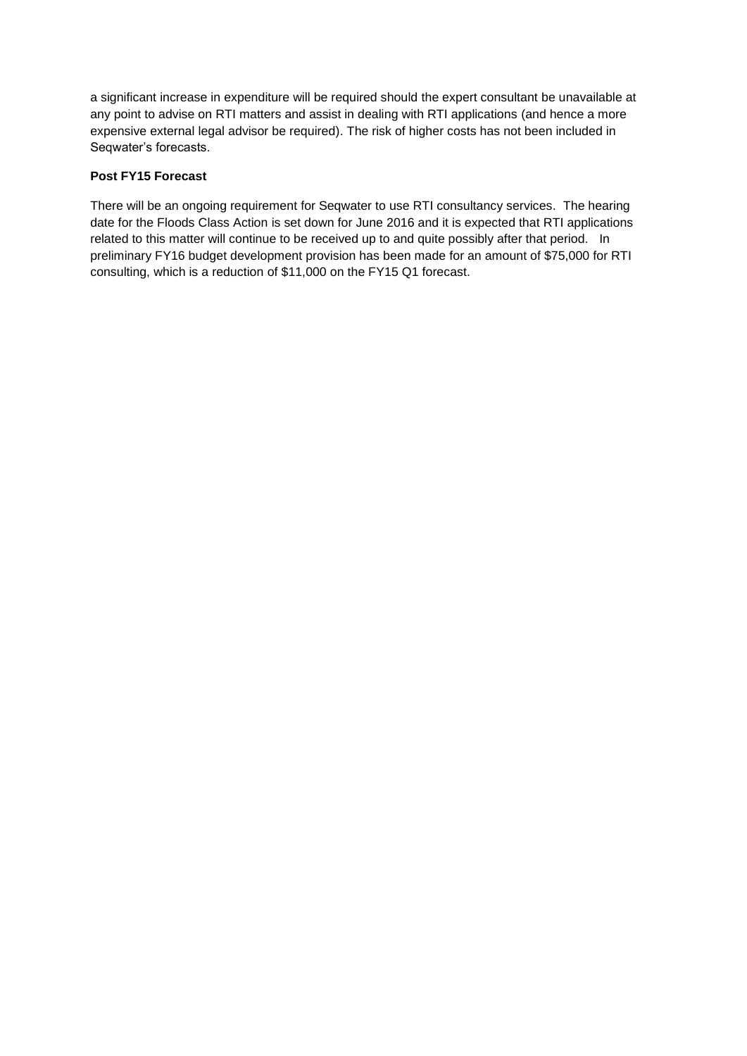a significant increase in expenditure will be required should the expert consultant be unavailable at any point to advise on RTI matters and assist in dealing with RTI applications (and hence a more expensive external legal advisor be required). The risk of higher costs has not been included in Seqwater's forecasts.

**Post FY15 Forecast**

There will be an ongoing requirement for Seqwater to use RTI consultancy services. The hearing date for the Floods Class Action is set down for June 2016 and it is expected that RTI applications related to this matter will continue to be received up to and quite possibly after that period. In preliminary FY16 budget development provision has been made for an amount of $75,000 for RTI consulting, which is a reduction of $11,000 on the FY15 Q1 forecast.